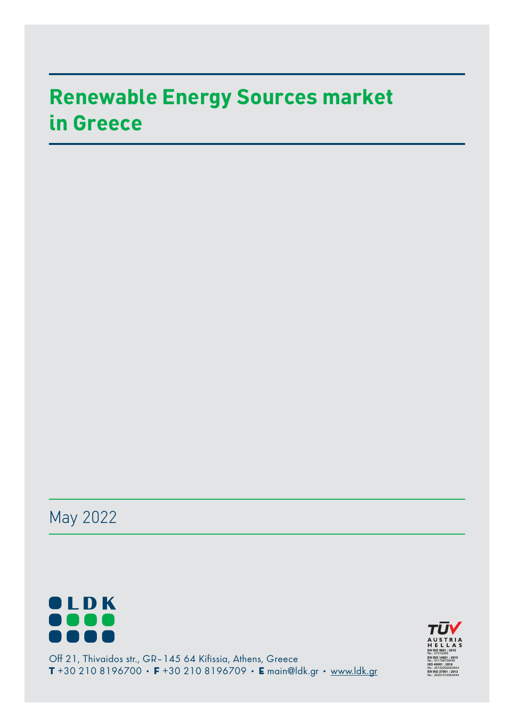# Renewable Energy Sources market in Greece

May 2022

LDK

Off 21, Thivaidos str., GR–145 64 Kifissia, Athens, Greece
**T** +30 210 8196700 • **F** +30 210 8196709 • **E** main@ldk.gr • www.ldk.gr

TÜV AUSTRIA HELLAS
EN ISO 9001 : 2015
No.: 01012295
EN ISO 14001 : 2015
No.: 011738709445
ISO 45001 : 2018
No.: 20152200003454
EN ISO 27001 : 2013
No.: 20201210004344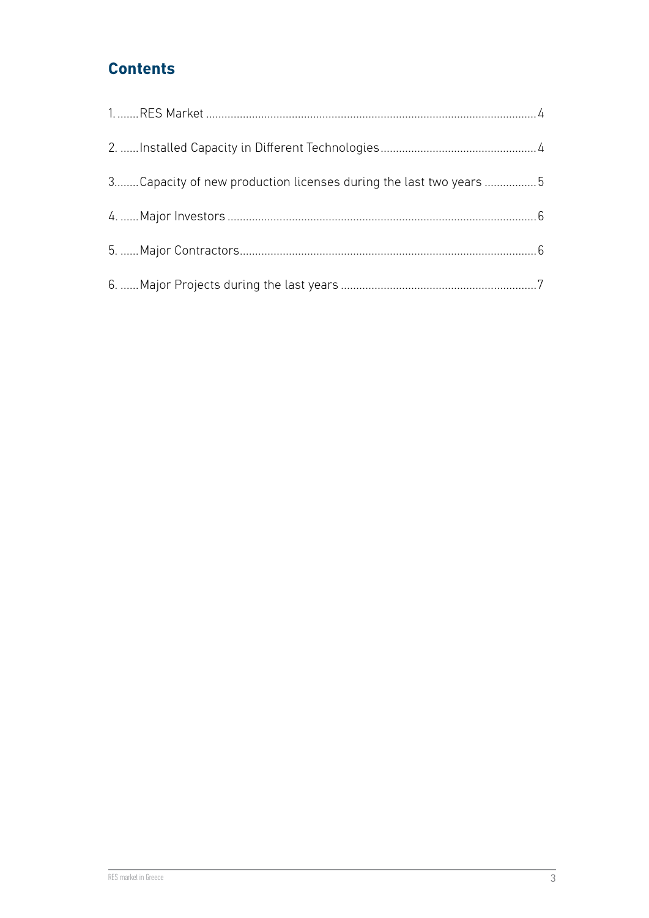## Contents

1. RES Market ........ 4
2. Installed Capacity in Different Technologies ........ 4
3. Capacity of new production licenses during the last two years ........ 5
4. Major Investors ........ 6
5. Major Contractors ........ 6
6. Major Projects during the last years ........ 7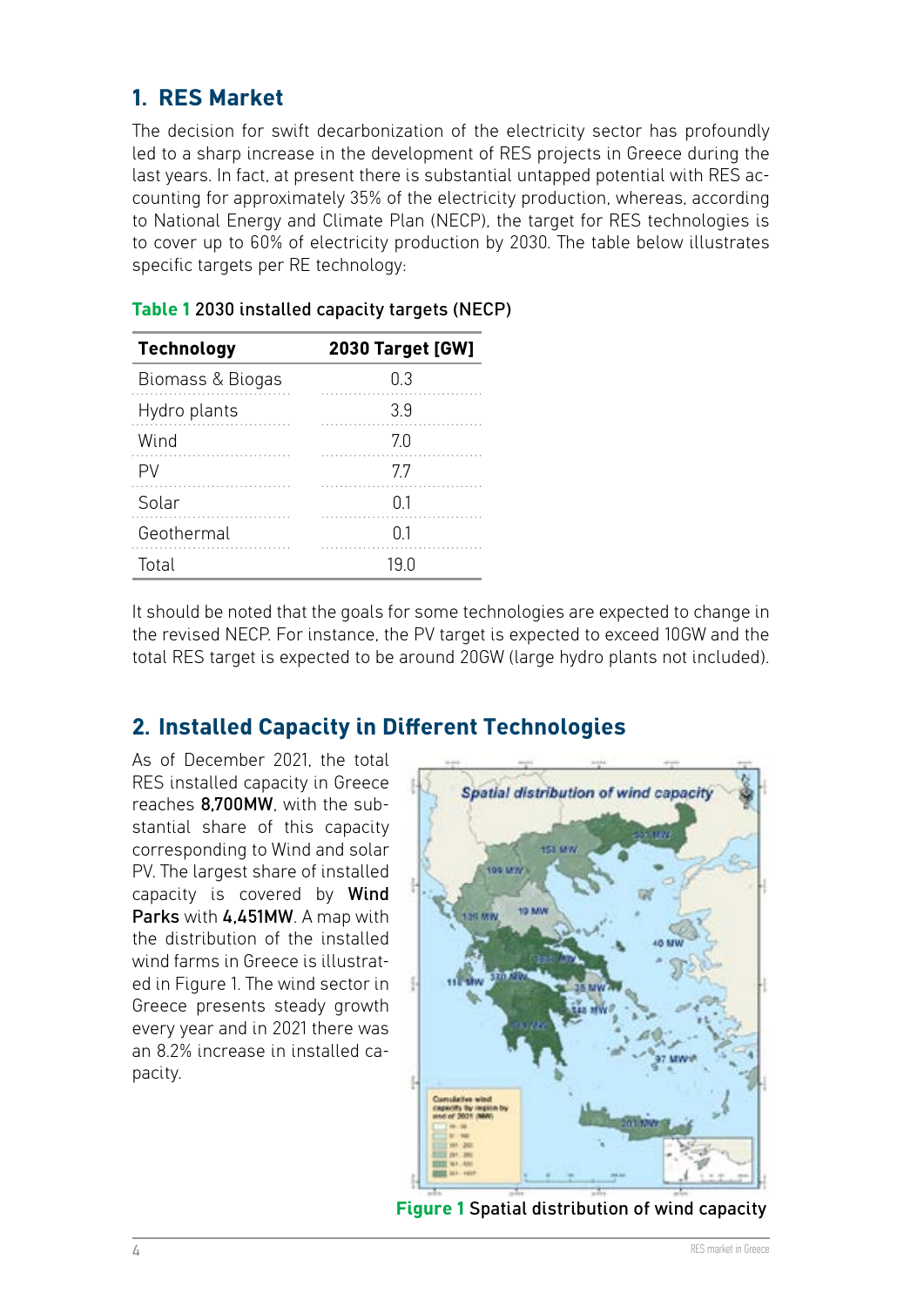## 1. RES Market

The decision for swift decarbonization of the electricity sector has profoundly led to a sharp increase in the development of RES projects in Greece during the last years. In fact, at present there is substantial untapped potential with RES accounting for approximately 35% of the electricity production, whereas, according to National Energy and Climate Plan (NECP), the target for RES technologies is to cover up to 60% of electricity production by 2030. The table below illustrates specific targets per RE technology:

**Table 1** 2030 installed capacity targets (NECP)

| Technology | 2030 Target [GW] |
|---|---|
| Biomass & Biogas | 0.3 |
| Hydro plants | 3.9 |
| Wind | 7.0 |
| PV | 7.7 |
| Solar | 0.1 |
| Geothermal | 0.1 |
| Total | 19.0 |

It should be noted that the goals for some technologies are expected to change in the revised NECP. For instance, the PV target is expected to exceed 10GW and the total RES target is expected to be around 20GW (large hydro plants not included).

## 2. Installed Capacity in Different Technologies

As of December 2021, the total RES installed capacity in Greece reaches **8,700MW**, with the substantial share of this capacity corresponding to Wind and solar PV. The largest share of installed capacity is covered by **Wind Parks** with **4,451MW**. A map with the distribution of the installed wind farms in Greece is illustrated in Figure 1. The wind sector in Greece presents steady growth every year and in 2021 there was an 8.2% increase in installed capacity.

**Figure 1** Spatial distribution of wind capacity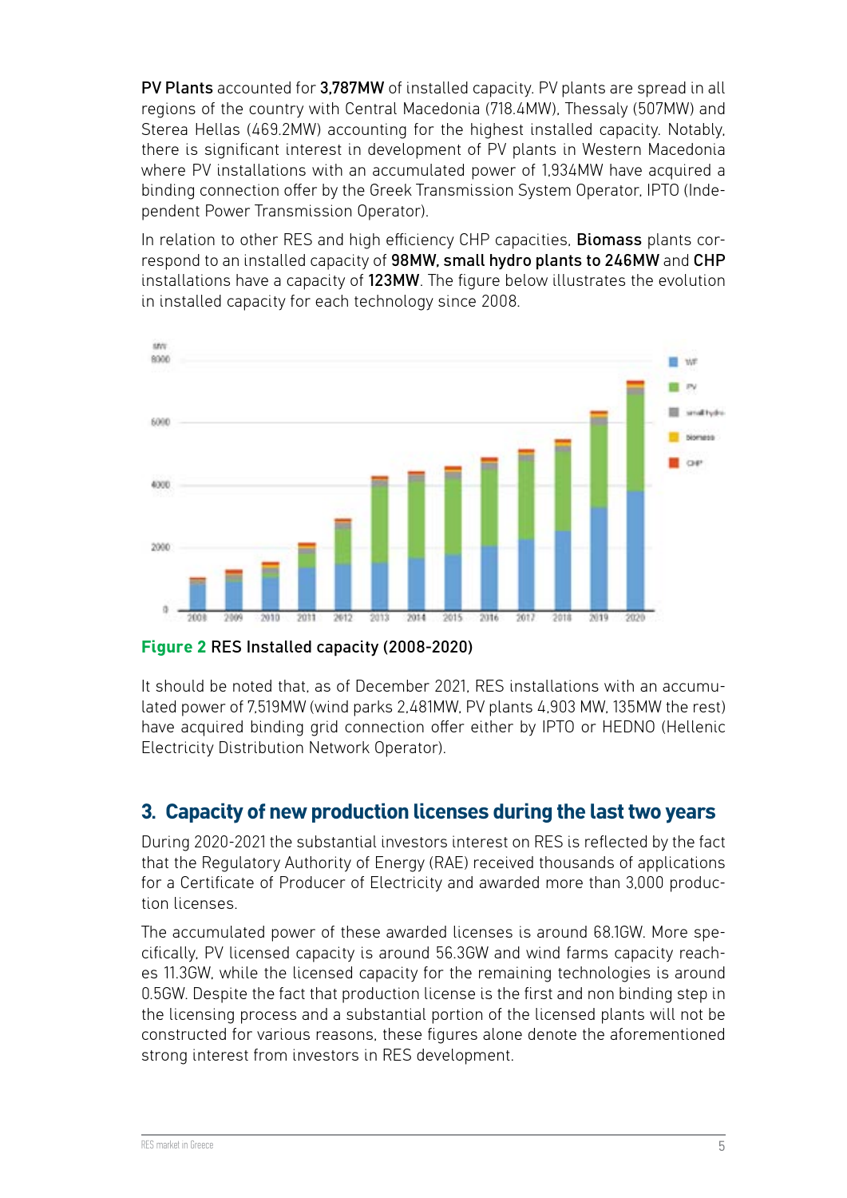**PV Plants** accounted for **3,787MW** of installed capacity. PV plants are spread in all regions of the country with Central Macedonia (718.4MW), Thessaly (507MW) and Sterea Hellas (469.2MW) accounting for the highest installed capacity. Notably, there is significant interest in development of PV plants in Western Macedonia where PV installations with an accumulated power of 1,934MW have acquired a binding connection offer by the Greek Transmission System Operator, IPTO (Independent Power Transmission Operator).

In relation to other RES and high efficiency CHP capacities, **Biomass** plants correspond to an installed capacity of **98MW, small hydro plants to 246MW** and **CHP** installations have a capacity of **123MW**. The figure below illustrates the evolution in installed capacity for each technology since 2008.

**Figure 2** RES Installed capacity (2008-2020)

It should be noted that, as of December 2021, RES installations with an accumulated power of 7,519MW (wind parks 2,481MW, PV plants 4,903 MW, 135MW the rest) have acquired binding grid connection offer either by IPTO or HEDNO (Hellenic Electricity Distribution Network Operator).

## 3. Capacity of new production licenses during the last two years

During 2020-2021 the substantial investors interest on RES is reflected by the fact that the Regulatory Authority of Energy (RAE) received thousands of applications for a Certificate of Producer of Electricity and awarded more than 3,000 production licenses.

The accumulated power of these awarded licenses is around 68.1GW. More specifically, PV licensed capacity is around 56.3GW and wind farms capacity reaches 11.3GW, while the licensed capacity for the remaining technologies is around 0.5GW. Despite the fact that production license is the first and non binding step in the licensing process and a substantial portion of the licensed plants will not be constructed for various reasons, these figures alone denote the aforementioned strong interest from investors in RES development.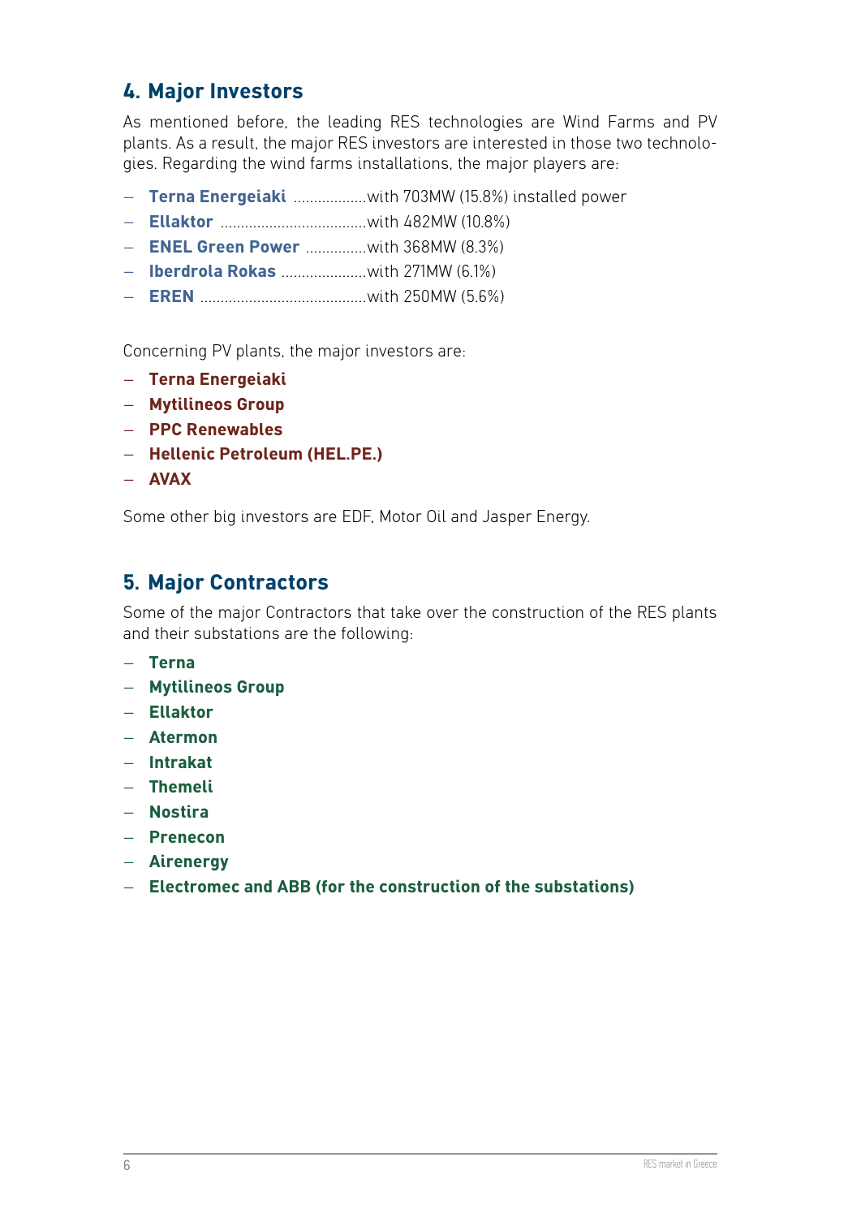## 4. Major Investors

As mentioned before, the leading RES technologies are Wind Farms and PV plants. As a result, the major RES investors are interested in those two technologies. Regarding the wind farms installations, the major players are:

- **Terna Energeiaki** ..................with 703MW (15.8%) installed power
- **Ellaktor** ....................................with 482MW (10.8%)
- **ENEL Green Power** ...............with 368MW (8.3%)
- **Iberdrola Rokas** .....................with 271MW (6.1%)
- **EREN** .........................................with 250MW (5.6%)

Concerning PV plants, the major investors are:

- **Terna Energeiaki**
- **Mytilineos Group**
- **PPC Renewables**
- **Hellenic Petroleum (HEL.PE.)**
- **AVAX**

Some other big investors are EDF, Motor Oil and Jasper Energy.

## 5. Major Contractors

Some of the major Contractors that take over the construction of the RES plants and their substations are the following:

- **Terna**
- **Mytilineos Group**
- **Ellaktor**
- **Atermon**
- **Intrakat**
- **Themeli**
- **Nostira**
- **Prenecon**
- **Airenergy**
- **Electromec and ABB (for the construction of the substations)**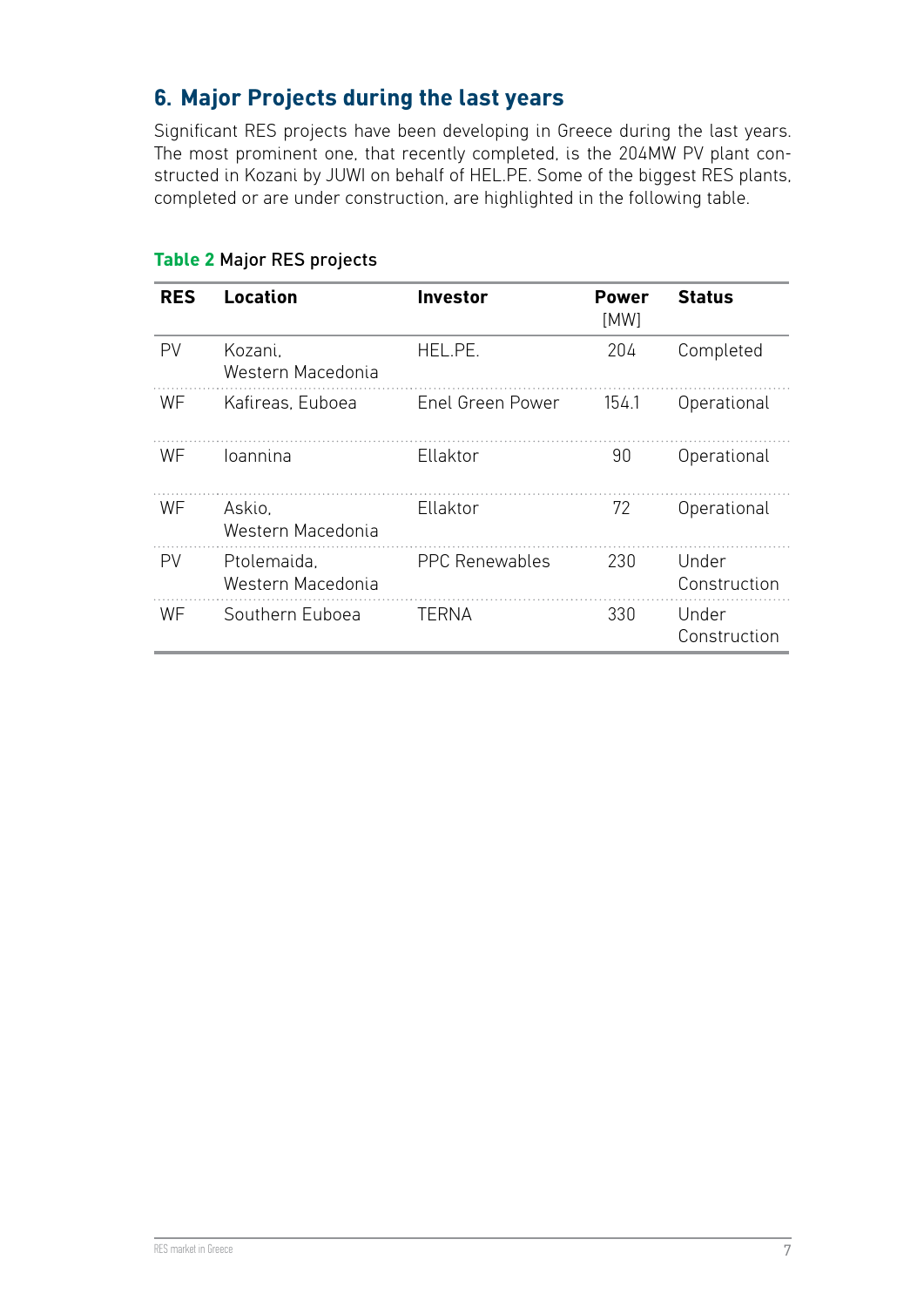## 6. Major Projects during the last years

Significant RES projects have been developing in Greece during the last years. The most prominent one, that recently completed, is the 204MW PV plant constructed in Kozani by JUWI on behalf of HEL.PE. Some of the biggest RES plants, completed or are under construction, are highlighted in the following table.

**Table 2** Major RES projects

| RES | Location | Investor | Power [MW] | Status |
|---|---|---|---|---|
| PV | Kozani, Western Macedonia | HEL.PE. | 204 | Completed |
| WF | Kafireas, Euboea | Enel Green Power | 154.1 | Operational |
| WF | Ioannina | Ellaktor | 90 | Operational |
| WF | Askio, Western Macedonia | Ellaktor | 72 | Operational |
| PV | Ptolemaida, Western Macedonia | PPC Renewables | 230 | Under Construction |
| WF | Southern Euboea | TERNA | 330 | Under Construction |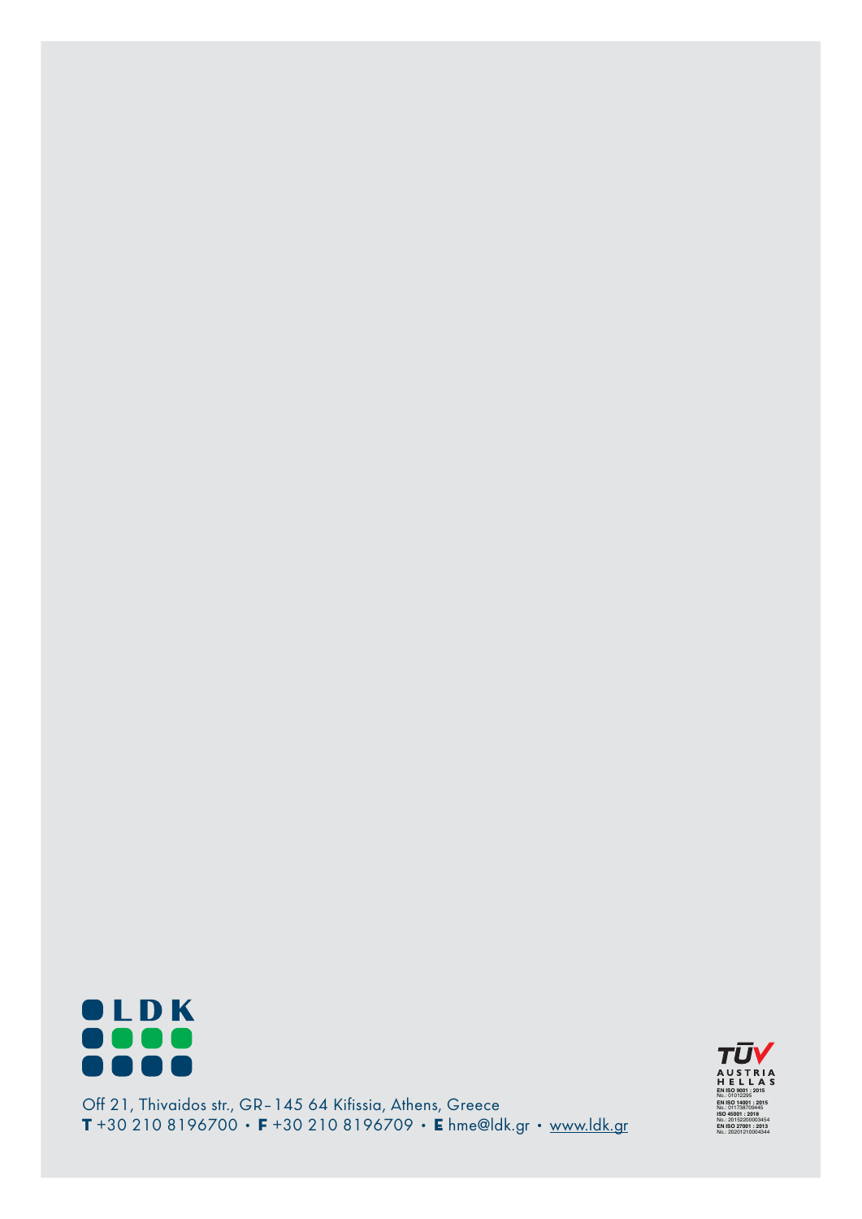LDK

Off 21, Thivaidos str., GR–145 64 Kifissia, Athens, Greece
**T** +30 210 8196700 • **F** +30 210 8196709 • **E** hme@ldk.gr • www.ldk.gr

TÜV AUSTRIA HELLAS
EN ISO 9001 : 2015
No.: 01012295
EN ISO 14001 : 2015
No.: 011738709445
ISO 45001 : 2018
No.: 20152200003454
EN ISO 27001 : 2013
No.: 20201210004344